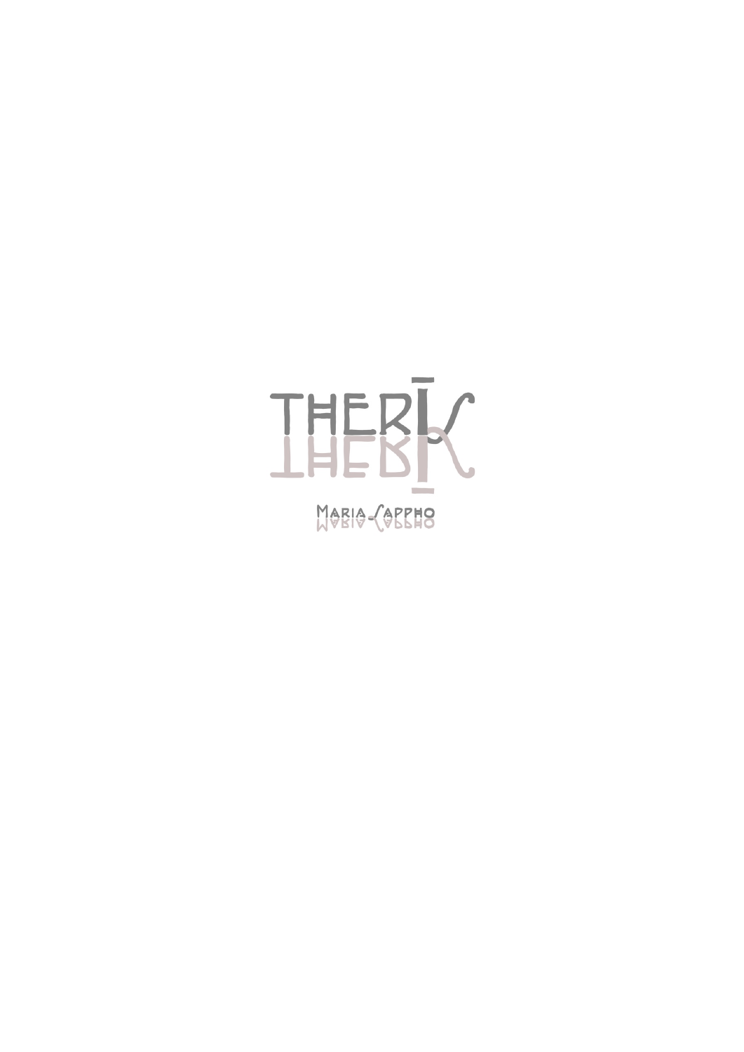# THERIS

Maria Sappho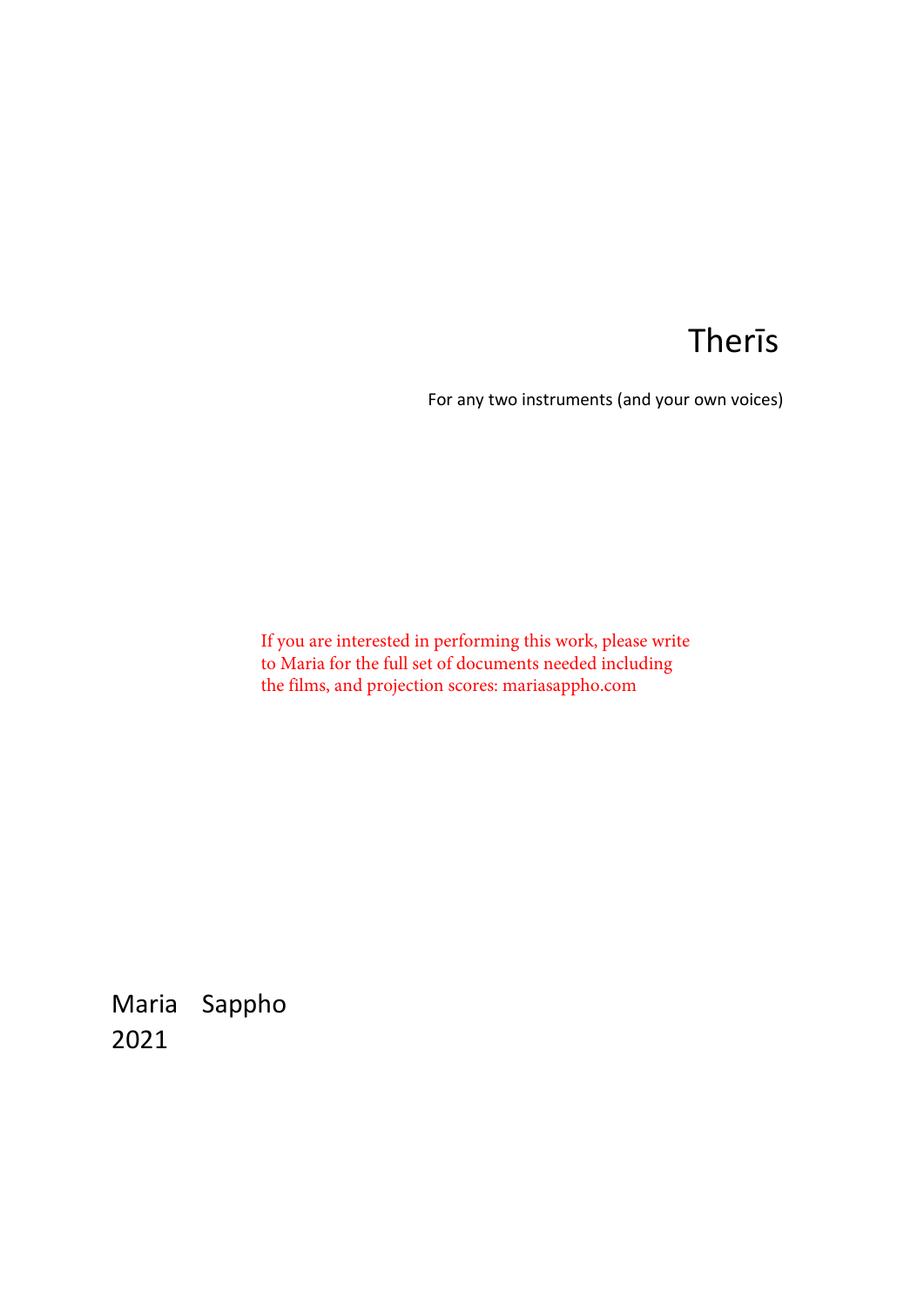# Therīs

For any two instruments (and your own voices)

If you are interested in performing this work, please write to Maria for the full set of documents needed including the films, and projection scores: mariasappho.com

Maria Sappho
2021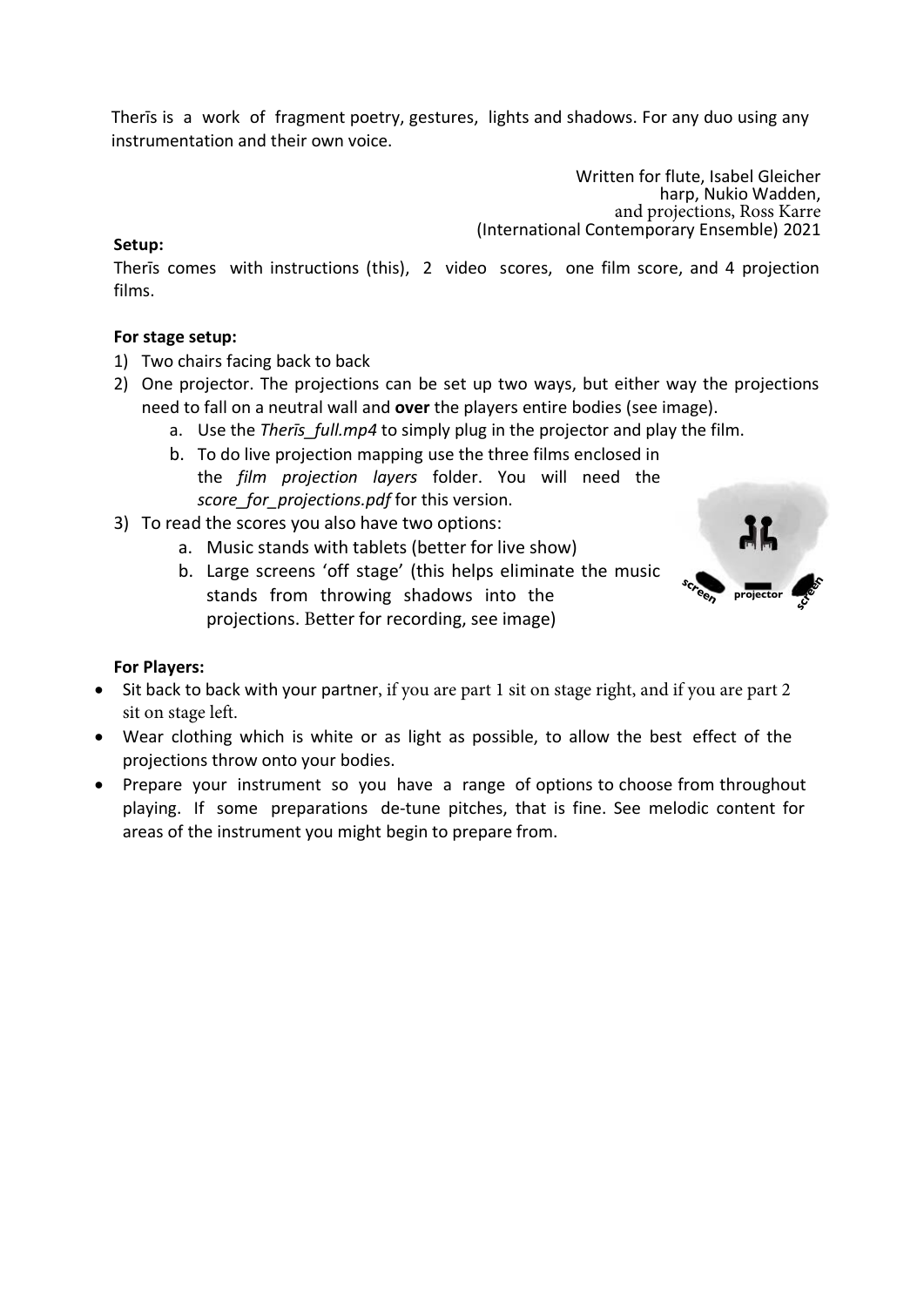Therīs is a work of fragment poetry, gestures, lights and shadows. For any duo using any instrumentation and their own voice.

Written for flute, Isabel Gleicher
harp, Nukio Wadden,
and projections, Ross Karre
(International Contemporary Ensemble) 2021

**Setup:**

Therīs comes with instructions (this), 2 video scores, one film score, and 4 projection films.

**For stage setup:**

1) Two chairs facing back to back
2) One projector. The projections can be set up two ways, but either way the projections need to fall on a neutral wall and **over** the players entire bodies (see image).
   a. Use the *Therīs_full.mp4* to simply plug in the projector and play the film.
   b. To do live projection mapping use the three films enclosed in the *film projection layers* folder. You will need the *score_for_projections.pdf* for this version.
3) To read the scores you also have two options:
   a. Music stands with tablets (better for live show)
   b. Large screens 'off stage' (this helps eliminate the music stands from throwing shadows into the projections. Better for recording, see image)

**For Players:**

- Sit back to back with your partner, if you are part 1 sit on stage right, and if you are part 2 sit on stage left.
- Wear clothing which is white or as light as possible, to allow the best effect of the projections throw onto your bodies.
- Prepare your instrument so you have a range of options to choose from throughout playing. If some preparations de-tune pitches, that is fine. See melodic content for areas of the instrument you might begin to prepare from.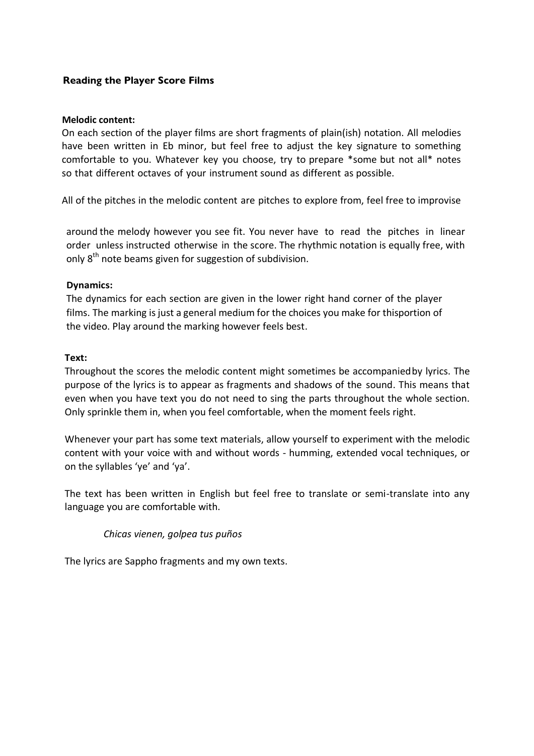## Reading the Player Score Films

**Melodic content:**

On each section of the player films are short fragments of plain(ish) notation. All melodies have been written in Eb minor, but feel free to adjust the key signature to something comfortable to you. Whatever key you choose, try to prepare *some but not all* notes so that different octaves of your instrument sound as different as possible.

All of the pitches in the melodic content are pitches to explore from, feel free to improvise around the melody however you see fit. You never have to read the pitches in linear order unless instructed otherwise in the score. The rhythmic notation is equally free, with only 8th note beams given for suggestion of subdivision.

**Dynamics:**

The dynamics for each section are given in the lower right hand corner of the player films. The marking is just a general medium for the choices you make for thisportion of the video. Play around the marking however feels best.

**Text:**

Throughout the scores the melodic content might sometimes be accompaniedby lyrics. The purpose of the lyrics is to appear as fragments and shadows of the sound. This means that even when you have text you do not need to sing the parts throughout the whole section. Only sprinkle them in, when you feel comfortable, when the moment feels right.

Whenever your part has some text materials, allow yourself to experiment with the melodic content with your voice with and without words - humming, extended vocal techniques, or on the syllables 'ye' and 'ya'.

The text has been written in English but feel free to translate or semi-translate into any language you are comfortable with.

*Chicas vienen, golpea tus puños*

The lyrics are Sappho fragments and my own texts.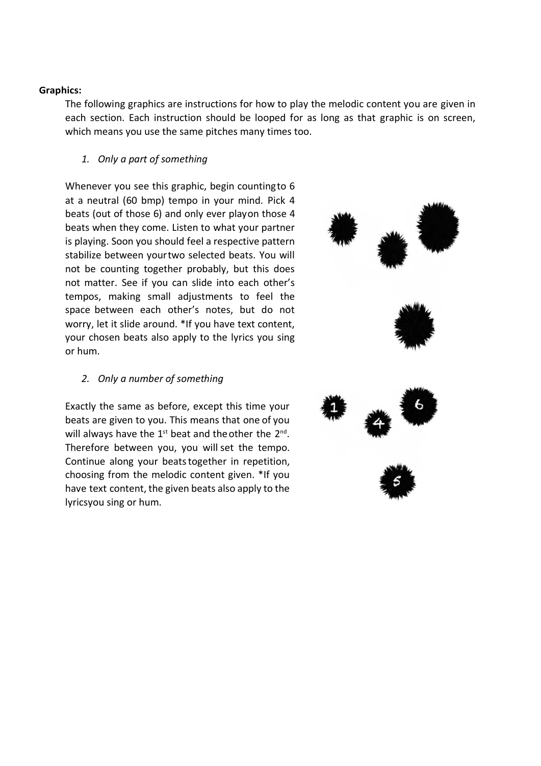**Graphics:**

The following graphics are instructions for how to play the melodic content you are given in each section. Each instruction should be looped for as long as that graphic is on screen, which means you use the same pitches many times too.

1. *Only a part of something*

Whenever you see this graphic, begin countingto 6 at a neutral (60 bmp) tempo in your mind. Pick 4 beats (out of those 6) and only ever playon those 4 beats when they come. Listen to what your partner is playing. Soon you should feel a respective pattern stabilize between yourtwo selected beats. You will not be counting together probably, but this does not matter. See if you can slide into each other's tempos, making small adjustments to feel the space between each other's notes, but do not worry, let it slide around. *If you have text content, your chosen beats also apply to the lyrics you sing or hum.

2. *Only a number of something*

Exactly the same as before, except this time your beats are given to you. This means that one of you will always have the 1st beat and theother the 2nd. Therefore between you, you will set the tempo. Continue along your beatstogether in repetition, choosing from the melodic content given. *If you have text content, the given beats also apply to the lyricsyou sing or hum.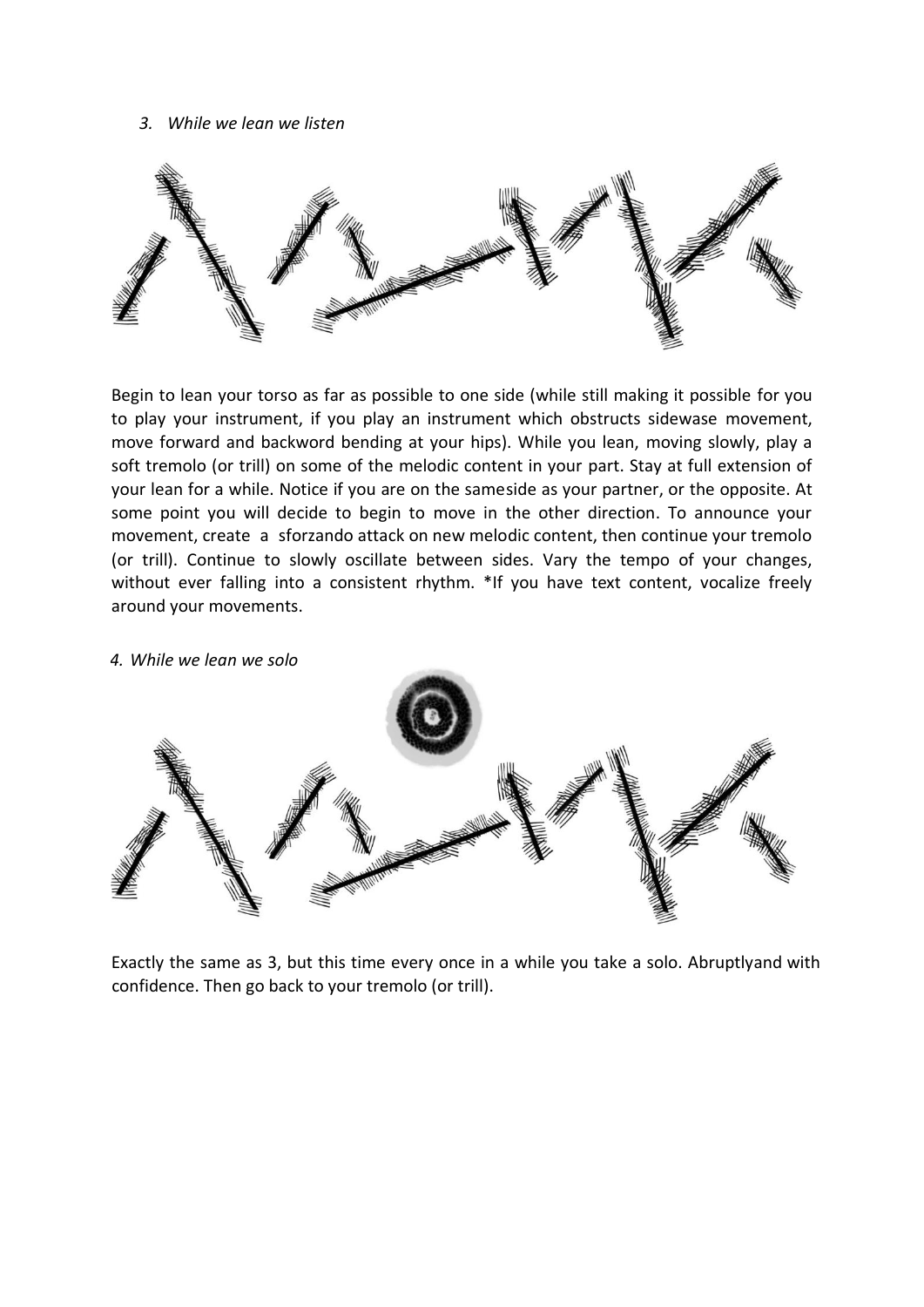*3. While we lean we listen*

Begin to lean your torso as far as possible to one side (while still making it possible for you to play your instrument, if you play an instrument which obstructs sidewase movement, move forward and backword bending at your hips). While you lean, moving slowly, play a soft tremolo (or trill) on some of the melodic content in your part. Stay at full extension of your lean for a while. Notice if you are on the sameside as your partner, or the opposite. At some point you will decide to begin to move in the other direction. To announce your movement, create a sforzando attack on new melodic content, then continue your tremolo (or trill). Continue to slowly oscillate between sides. Vary the tempo of your changes, without ever falling into a consistent rhythm. *If you have text content, vocalize freely around your movements.

*4. While we lean we solo*

Exactly the same as 3, but this time every once in a while you take a solo. Abruptlyand with confidence. Then go back to your tremolo (or trill).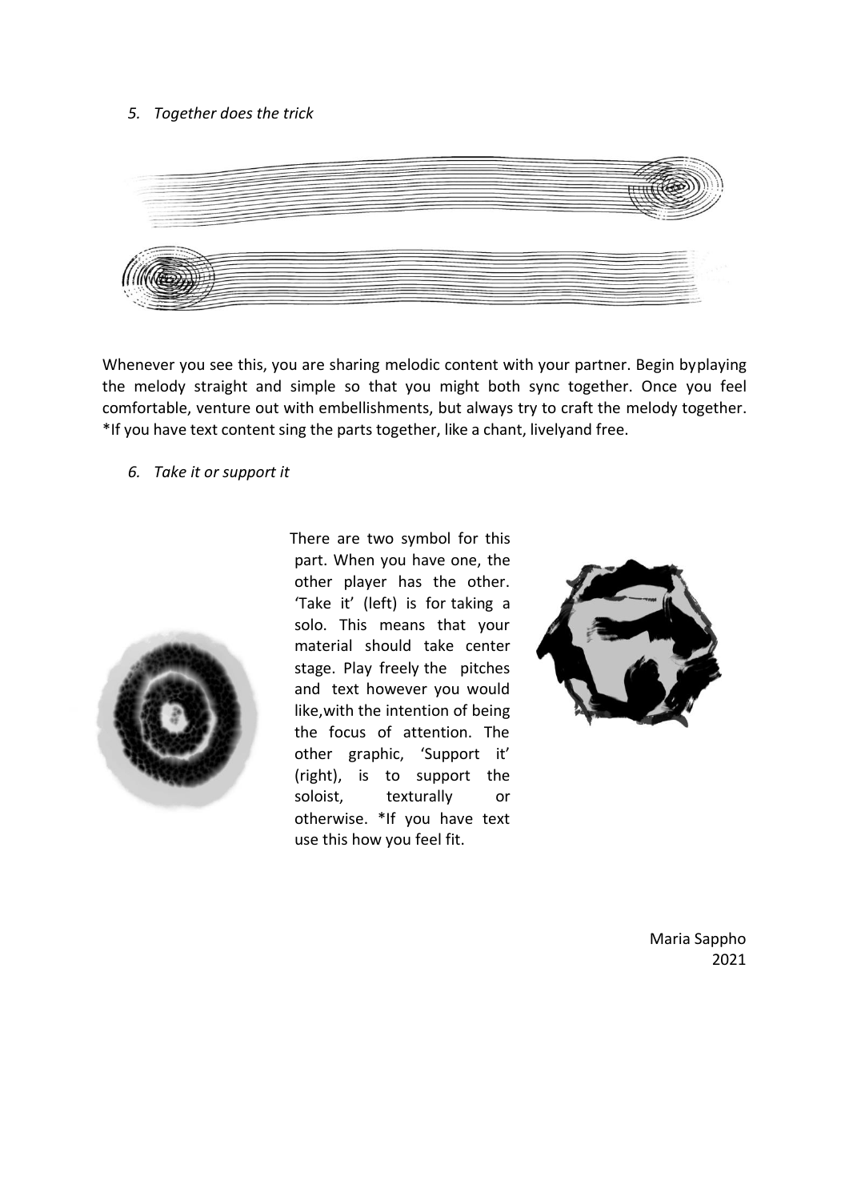*5. Together does the trick*

Whenever you see this, you are sharing melodic content with your partner. Begin byplaying the melody straight and simple so that you might both sync together. Once you feel comfortable, venture out with embellishments, but always try to craft the melody together. *If you have text content sing the parts together, like a chant, livelyand free.

*6. Take it or support it*

There are two symbol for this part. When you have one, the other player has the other. 'Take it' (left) is for taking a solo. This means that your material should take center stage. Play freely the pitches and text however you would like,with the intention of being the focus of attention. The other graphic, 'Support it' (right), is to support the soloist, texturally or otherwise. *If you have text use this how you feel fit.

Maria Sappho
2021